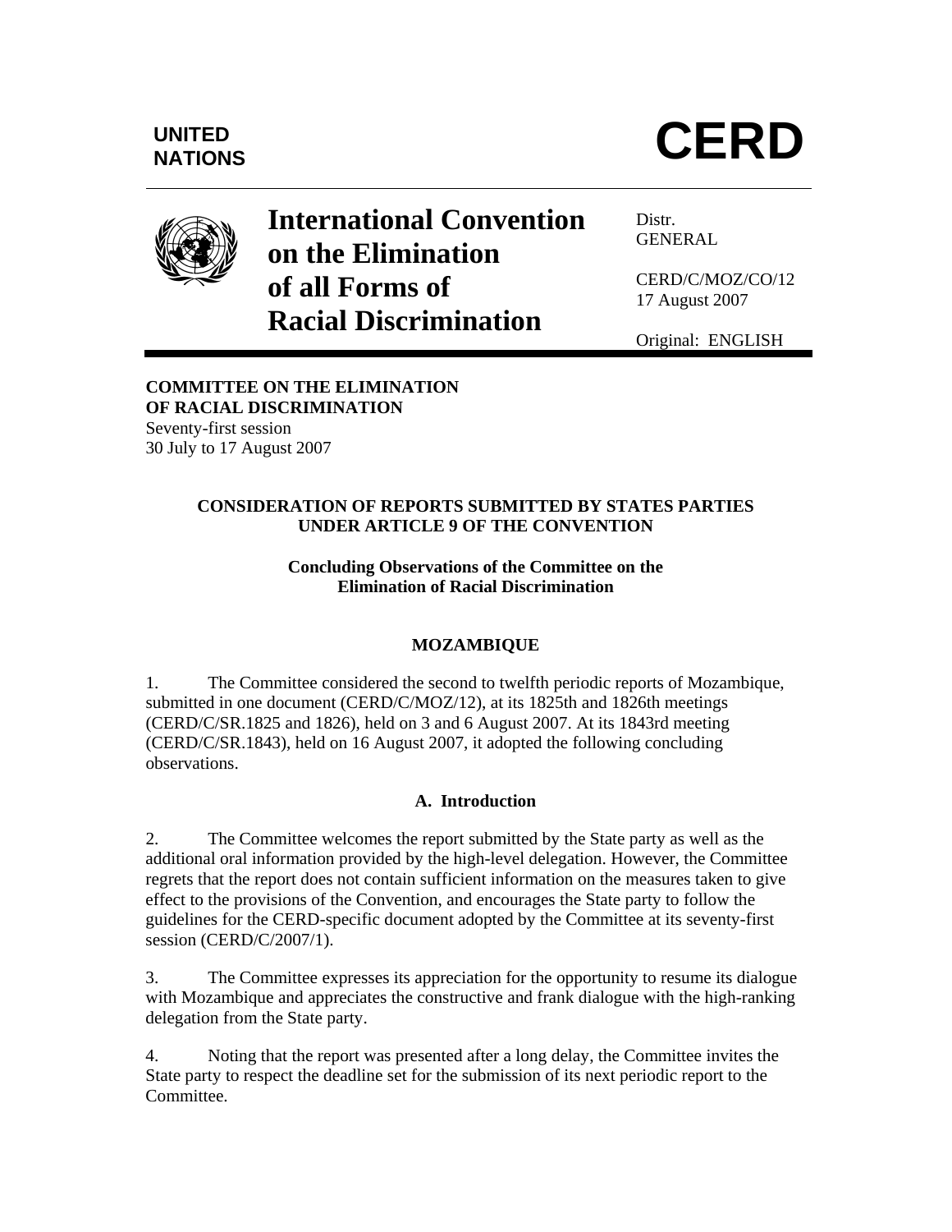UNITED NATIONS

# CERD

# International Convention on the Elimination of all Forms of Racial Discrimination

Distr.
GENERAL

CERD/C/MOZ/CO/12
17 August 2007

Original: ENGLISH

**COMMITTEE ON THE ELIMINATION OF RACIAL DISCRIMINATION**
Seventy-first session
30 July to 17 August 2007

## CONSIDERATION OF REPORTS SUBMITTED BY STATES PARTIES UNDER ARTICLE 9 OF THE CONVENTION

### Concluding Observations of the Committee on the Elimination of Racial Discrimination

### MOZAMBIQUE

1. The Committee considered the second to twelfth periodic reports of Mozambique, submitted in one document (CERD/C/MOZ/12), at its 1825th and 1826th meetings (CERD/C/SR.1825 and 1826), held on 3 and 6 August 2007. At its 1843rd meeting (CERD/C/SR.1843), held on 16 August 2007, it adopted the following concluding observations.

### A. Introduction

2. The Committee welcomes the report submitted by the State party as well as the additional oral information provided by the high-level delegation. However, the Committee regrets that the report does not contain sufficient information on the measures taken to give effect to the provisions of the Convention, and encourages the State party to follow the guidelines for the CERD-specific document adopted by the Committee at its seventy-first session (CERD/C/2007/1).

3. The Committee expresses its appreciation for the opportunity to resume its dialogue with Mozambique and appreciates the constructive and frank dialogue with the high-ranking delegation from the State party.

4. Noting that the report was presented after a long delay, the Committee invites the State party to respect the deadline set for the submission of its next periodic report to the Committee.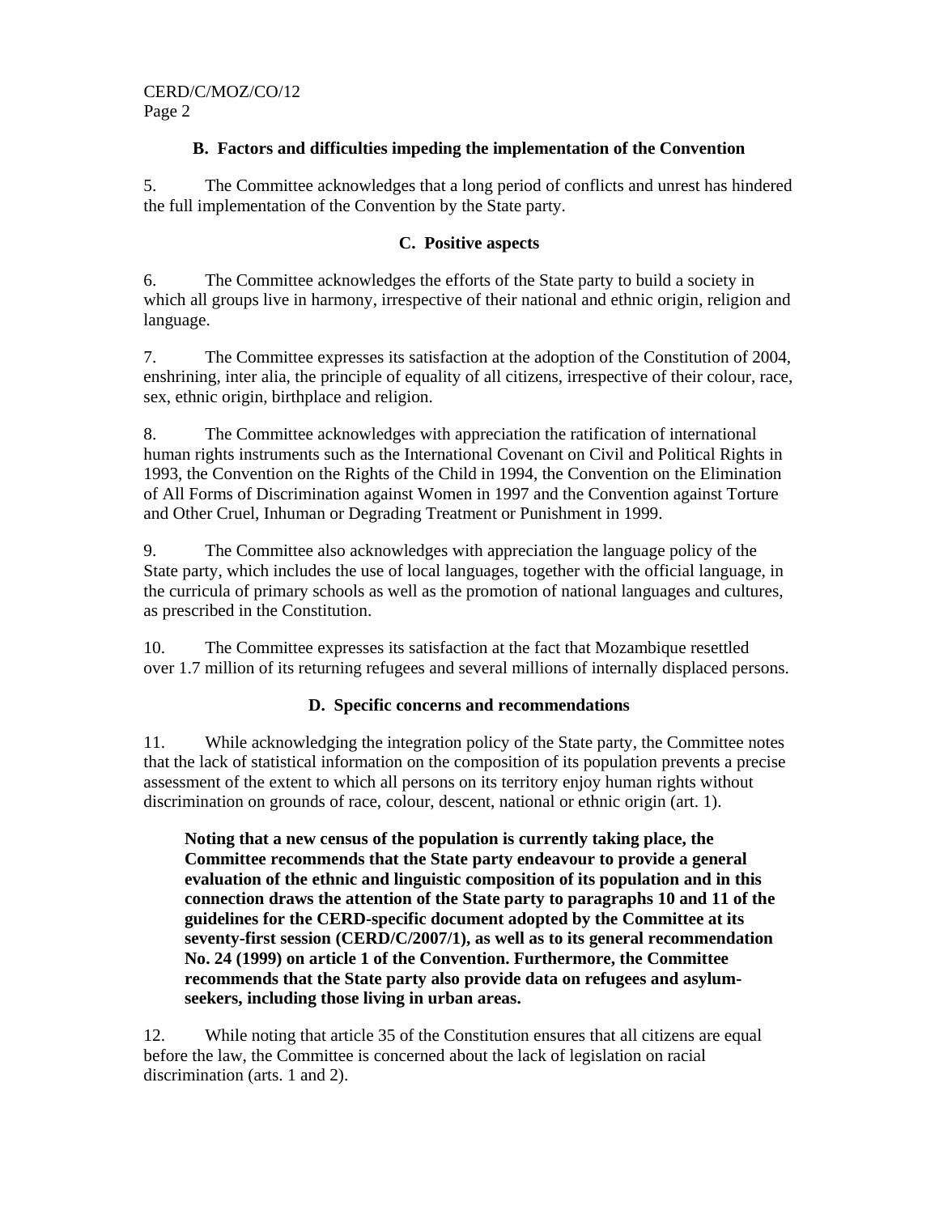### B. Factors and difficulties impeding the implementation of the Convention

5. The Committee acknowledges that a long period of conflicts and unrest has hindered the full implementation of the Convention by the State party.

### C. Positive aspects

6. The Committee acknowledges the efforts of the State party to build a society in which all groups live in harmony, irrespective of their national and ethnic origin, religion and language.

7. The Committee expresses its satisfaction at the adoption of the Constitution of 2004, enshrining, inter alia, the principle of equality of all citizens, irrespective of their colour, race, sex, ethnic origin, birthplace and religion.

8. The Committee acknowledges with appreciation the ratification of international human rights instruments such as the International Covenant on Civil and Political Rights in 1993, the Convention on the Rights of the Child in 1994, the Convention on the Elimination of All Forms of Discrimination against Women in 1997 and the Convention against Torture and Other Cruel, Inhuman or Degrading Treatment or Punishment in 1999.

9. The Committee also acknowledges with appreciation the language policy of the State party, which includes the use of local languages, together with the official language, in the curricula of primary schools as well as the promotion of national languages and cultures, as prescribed in the Constitution.

10. The Committee expresses its satisfaction at the fact that Mozambique resettled over 1.7 million of its returning refugees and several millions of internally displaced persons.

### D. Specific concerns and recommendations

11. While acknowledging the integration policy of the State party, the Committee notes that the lack of statistical information on the composition of its population prevents a precise assessment of the extent to which all persons on its territory enjoy human rights without discrimination on grounds of race, colour, descent, national or ethnic origin (art. 1).

**Noting that a new census of the population is currently taking place, the Committee recommends that the State party endeavour to provide a general evaluation of the ethnic and linguistic composition of its population and in this connection draws the attention of the State party to paragraphs 10 and 11 of the guidelines for the CERD-specific document adopted by the Committee at its seventy-first session (CERD/C/2007/1), as well as to its general recommendation No. 24 (1999) on article 1 of the Convention. Furthermore, the Committee recommends that the State party also provide data on refugees and asylum-seekers, including those living in urban areas.**

12. While noting that article 35 of the Constitution ensures that all citizens are equal before the law, the Committee is concerned about the lack of legislation on racial discrimination (arts. 1 and 2).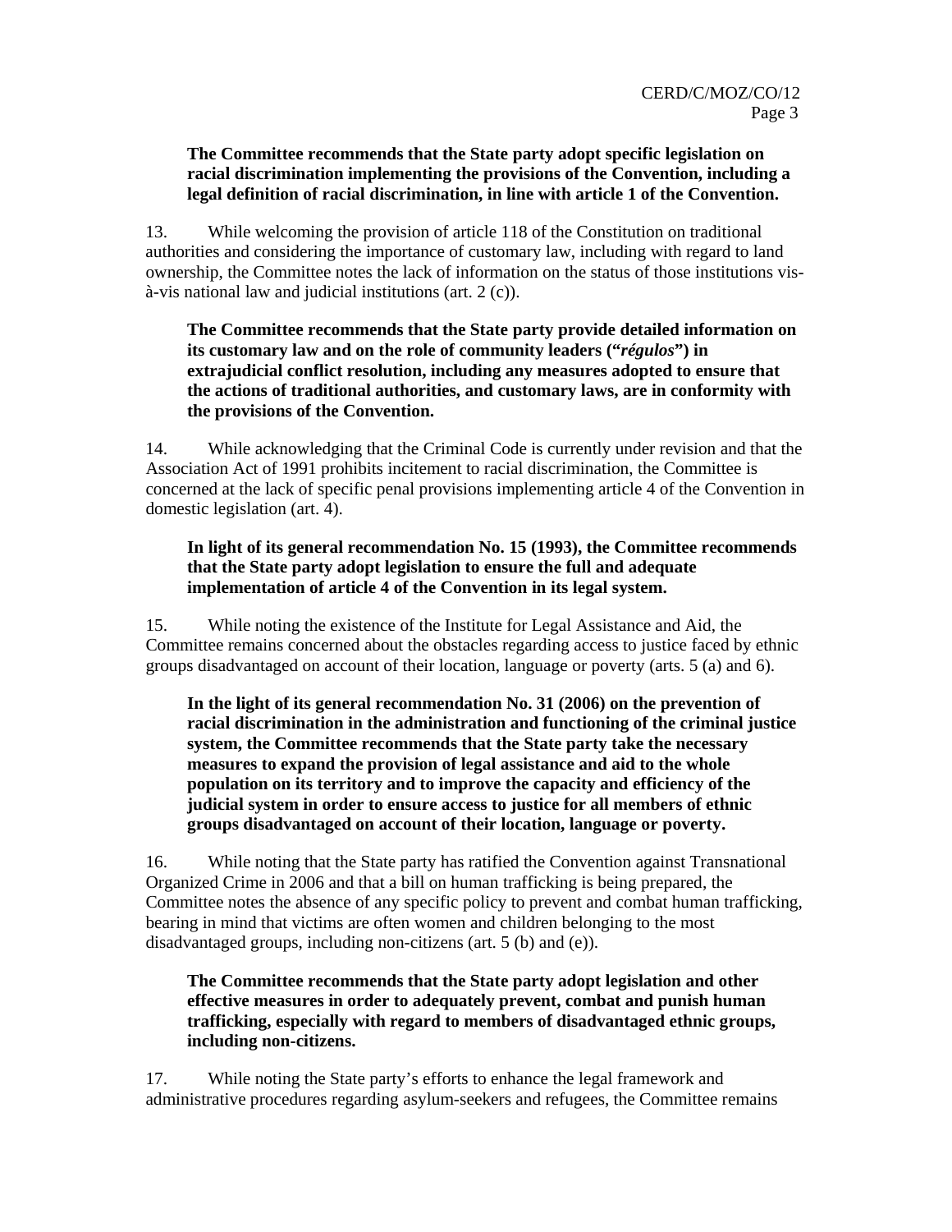**The Committee recommends that the State party adopt specific legislation on racial discrimination implementing the provisions of the Convention, including a legal definition of racial discrimination, in line with article 1 of the Convention.**

13. While welcoming the provision of article 118 of the Constitution on traditional authorities and considering the importance of customary law, including with regard to land ownership, the Committee notes the lack of information on the status of those institutions vis-à-vis national law and judicial institutions (art. 2 (c)).

**The Committee recommends that the State party provide detailed information on its customary law and on the role of community leaders ("*régulos*") in extrajudicial conflict resolution, including any measures adopted to ensure that the actions of traditional authorities, and customary laws, are in conformity with the provisions of the Convention.**

14. While acknowledging that the Criminal Code is currently under revision and that the Association Act of 1991 prohibits incitement to racial discrimination, the Committee is concerned at the lack of specific penal provisions implementing article 4 of the Convention in domestic legislation (art. 4).

**In light of its general recommendation No. 15 (1993), the Committee recommends that the State party adopt legislation to ensure the full and adequate implementation of article 4 of the Convention in its legal system.**

15. While noting the existence of the Institute for Legal Assistance and Aid, the Committee remains concerned about the obstacles regarding access to justice faced by ethnic groups disadvantaged on account of their location, language or poverty (arts. 5 (a) and 6).

**In the light of its general recommendation No. 31 (2006) on the prevention of racial discrimination in the administration and functioning of the criminal justice system, the Committee recommends that the State party take the necessary measures to expand the provision of legal assistance and aid to the whole population on its territory and to improve the capacity and efficiency of the judicial system in order to ensure access to justice for all members of ethnic groups disadvantaged on account of their location, language or poverty.**

16. While noting that the State party has ratified the Convention against Transnational Organized Crime in 2006 and that a bill on human trafficking is being prepared, the Committee notes the absence of any specific policy to prevent and combat human trafficking, bearing in mind that victims are often women and children belonging to the most disadvantaged groups, including non-citizens (art. 5 (b) and (e)).

**The Committee recommends that the State party adopt legislation and other effective measures in order to adequately prevent, combat and punish human trafficking, especially with regard to members of disadvantaged ethnic groups, including non-citizens.**

17. While noting the State party's efforts to enhance the legal framework and administrative procedures regarding asylum-seekers and refugees, the Committee remains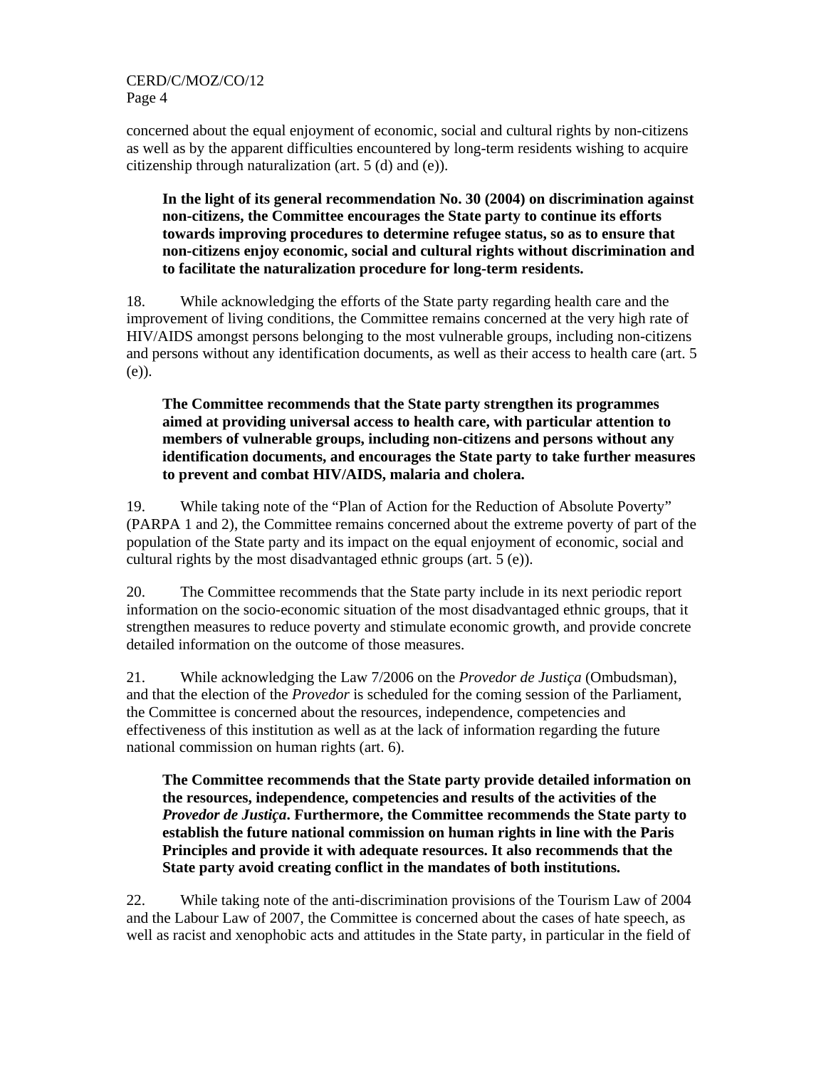concerned about the equal enjoyment of economic, social and cultural rights by non-citizens as well as by the apparent difficulties encountered by long-term residents wishing to acquire citizenship through naturalization (art. 5 (d) and (e)).

**In the light of its general recommendation No. 30 (2004) on discrimination against non-citizens, the Committee encourages the State party to continue its efforts towards improving procedures to determine refugee status, so as to ensure that non-citizens enjoy economic, social and cultural rights without discrimination and to facilitate the naturalization procedure for long-term residents.**

18. While acknowledging the efforts of the State party regarding health care and the improvement of living conditions, the Committee remains concerned at the very high rate of HIV/AIDS amongst persons belonging to the most vulnerable groups, including non-citizens and persons without any identification documents, as well as their access to health care (art. 5 (e)).

**The Committee recommends that the State party strengthen its programmes aimed at providing universal access to health care, with particular attention to members of vulnerable groups, including non-citizens and persons without any identification documents, and encourages the State party to take further measures to prevent and combat HIV/AIDS, malaria and cholera.**

19. While taking note of the "Plan of Action for the Reduction of Absolute Poverty" (PARPA 1 and 2), the Committee remains concerned about the extreme poverty of part of the population of the State party and its impact on the equal enjoyment of economic, social and cultural rights by the most disadvantaged ethnic groups (art. 5 (e)).

20. The Committee recommends that the State party include in its next periodic report information on the socio-economic situation of the most disadvantaged ethnic groups, that it strengthen measures to reduce poverty and stimulate economic growth, and provide concrete detailed information on the outcome of those measures.

21. While acknowledging the Law 7/2006 on the *Provedor de Justiça* (Ombudsman), and that the election of the *Provedor* is scheduled for the coming session of the Parliament, the Committee is concerned about the resources, independence, competencies and effectiveness of this institution as well as at the lack of information regarding the future national commission on human rights (art. 6).

**The Committee recommends that the State party provide detailed information on the resources, independence, competencies and results of the activities of the *Provedor de Justiça*. Furthermore, the Committee recommends the State party to establish the future national commission on human rights in line with the Paris Principles and provide it with adequate resources. It also recommends that the State party avoid creating conflict in the mandates of both institutions.**

22. While taking note of the anti-discrimination provisions of the Tourism Law of 2004 and the Labour Law of 2007, the Committee is concerned about the cases of hate speech, as well as racist and xenophobic acts and attitudes in the State party, in particular in the field of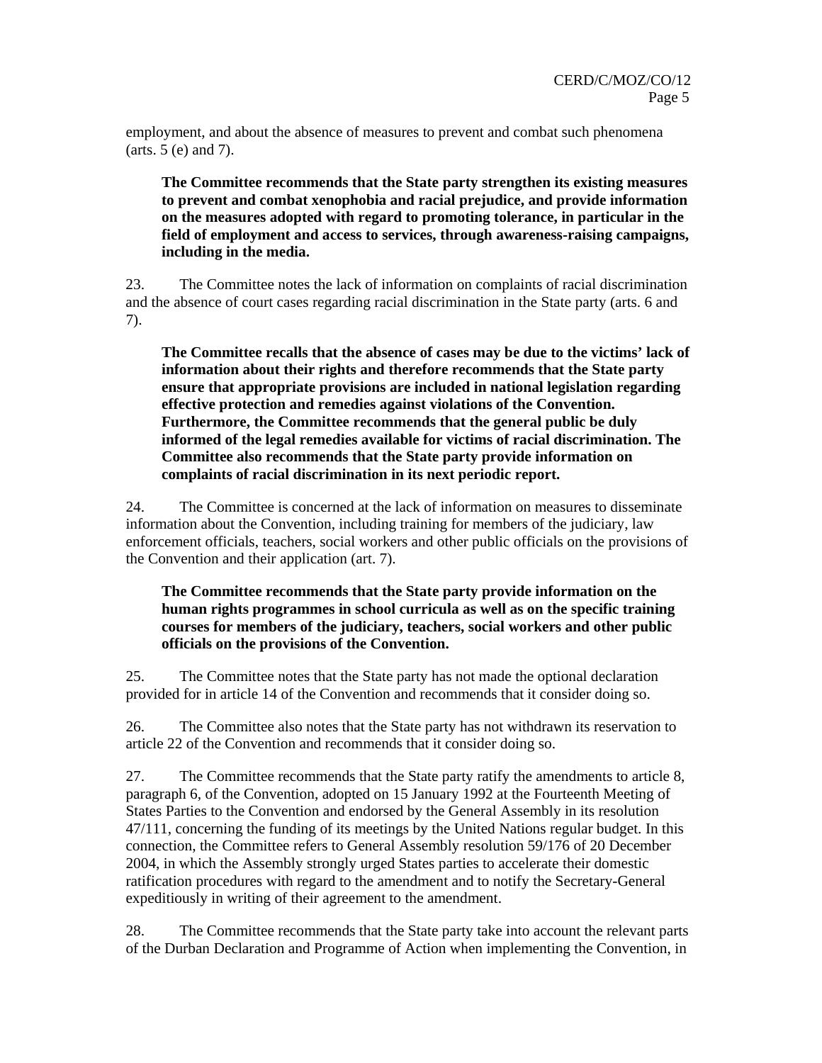employment, and about the absence of measures to prevent and combat such phenomena (arts. 5 (e) and 7).

**The Committee recommends that the State party strengthen its existing measures to prevent and combat xenophobia and racial prejudice, and provide information on the measures adopted with regard to promoting tolerance, in particular in the field of employment and access to services, through awareness-raising campaigns, including in the media.**

23. The Committee notes the lack of information on complaints of racial discrimination and the absence of court cases regarding racial discrimination in the State party (arts. 6 and 7).

**The Committee recalls that the absence of cases may be due to the victims' lack of information about their rights and therefore recommends that the State party ensure that appropriate provisions are included in national legislation regarding effective protection and remedies against violations of the Convention. Furthermore, the Committee recommends that the general public be duly informed of the legal remedies available for victims of racial discrimination. The Committee also recommends that the State party provide information on complaints of racial discrimination in its next periodic report.**

24. The Committee is concerned at the lack of information on measures to disseminate information about the Convention, including training for members of the judiciary, law enforcement officials, teachers, social workers and other public officials on the provisions of the Convention and their application (art. 7).

**The Committee recommends that the State party provide information on the human rights programmes in school curricula as well as on the specific training courses for members of the judiciary, teachers, social workers and other public officials on the provisions of the Convention.**

25. The Committee notes that the State party has not made the optional declaration provided for in article 14 of the Convention and recommends that it consider doing so.

26. The Committee also notes that the State party has not withdrawn its reservation to article 22 of the Convention and recommends that it consider doing so.

27. The Committee recommends that the State party ratify the amendments to article 8, paragraph 6, of the Convention, adopted on 15 January 1992 at the Fourteenth Meeting of States Parties to the Convention and endorsed by the General Assembly in its resolution 47/111, concerning the funding of its meetings by the United Nations regular budget. In this connection, the Committee refers to General Assembly resolution 59/176 of 20 December 2004, in which the Assembly strongly urged States parties to accelerate their domestic ratification procedures with regard to the amendment and to notify the Secretary-General expeditiously in writing of their agreement to the amendment.

28. The Committee recommends that the State party take into account the relevant parts of the Durban Declaration and Programme of Action when implementing the Convention, in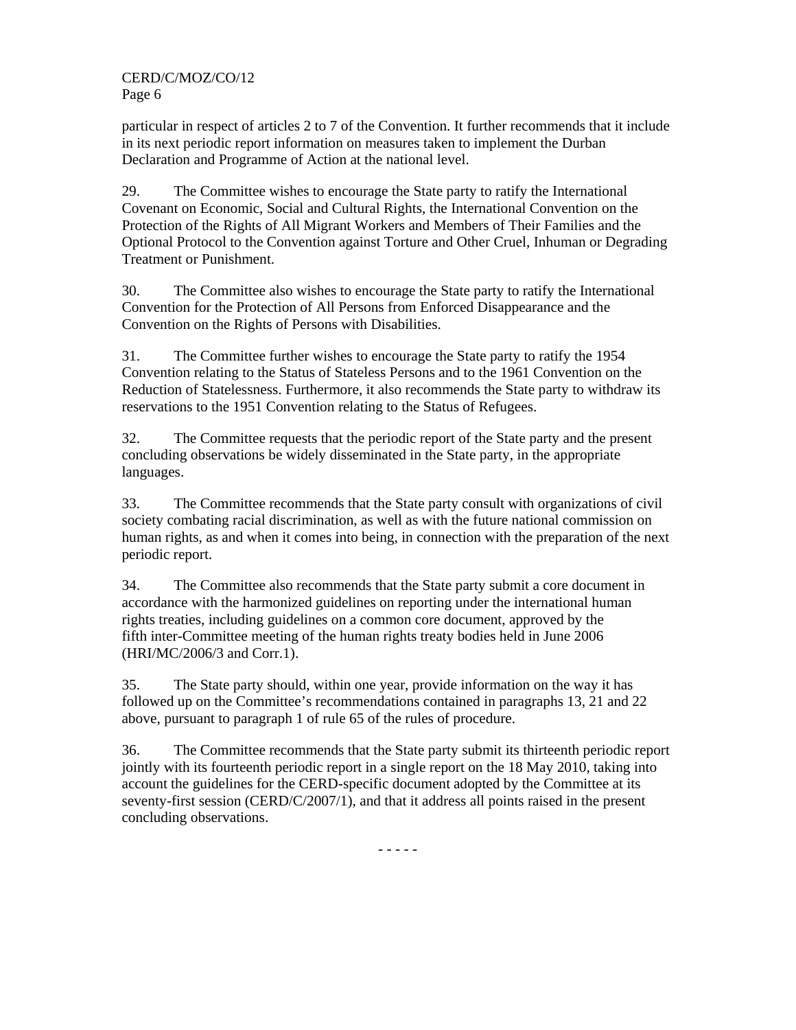particular in respect of articles 2 to 7 of the Convention. It further recommends that it include in its next periodic report information on measures taken to implement the Durban Declaration and Programme of Action at the national level.

29. The Committee wishes to encourage the State party to ratify the International Covenant on Economic, Social and Cultural Rights, the International Convention on the Protection of the Rights of All Migrant Workers and Members of Their Families and the Optional Protocol to the Convention against Torture and Other Cruel, Inhuman or Degrading Treatment or Punishment.

30. The Committee also wishes to encourage the State party to ratify the International Convention for the Protection of All Persons from Enforced Disappearance and the Convention on the Rights of Persons with Disabilities.

31. The Committee further wishes to encourage the State party to ratify the 1954 Convention relating to the Status of Stateless Persons and to the 1961 Convention on the Reduction of Statelessness. Furthermore, it also recommends the State party to withdraw its reservations to the 1951 Convention relating to the Status of Refugees.

32. The Committee requests that the periodic report of the State party and the present concluding observations be widely disseminated in the State party, in the appropriate languages.

33. The Committee recommends that the State party consult with organizations of civil society combating racial discrimination, as well as with the future national commission on human rights, as and when it comes into being, in connection with the preparation of the next periodic report.

34. The Committee also recommends that the State party submit a core document in accordance with the harmonized guidelines on reporting under the international human rights treaties, including guidelines on a common core document, approved by the fifth inter-Committee meeting of the human rights treaty bodies held in June 2006 (HRI/MC/2006/3 and Corr.1).

35. The State party should, within one year, provide information on the way it has followed up on the Committee's recommendations contained in paragraphs 13, 21 and 22 above, pursuant to paragraph 1 of rule 65 of the rules of procedure.

36. The Committee recommends that the State party submit its thirteenth periodic report jointly with its fourteenth periodic report in a single report on the 18 May 2010, taking into account the guidelines for the CERD-specific document adopted by the Committee at its seventy-first session (CERD/C/2007/1), and that it address all points raised in the present concluding observations.

- - - - -